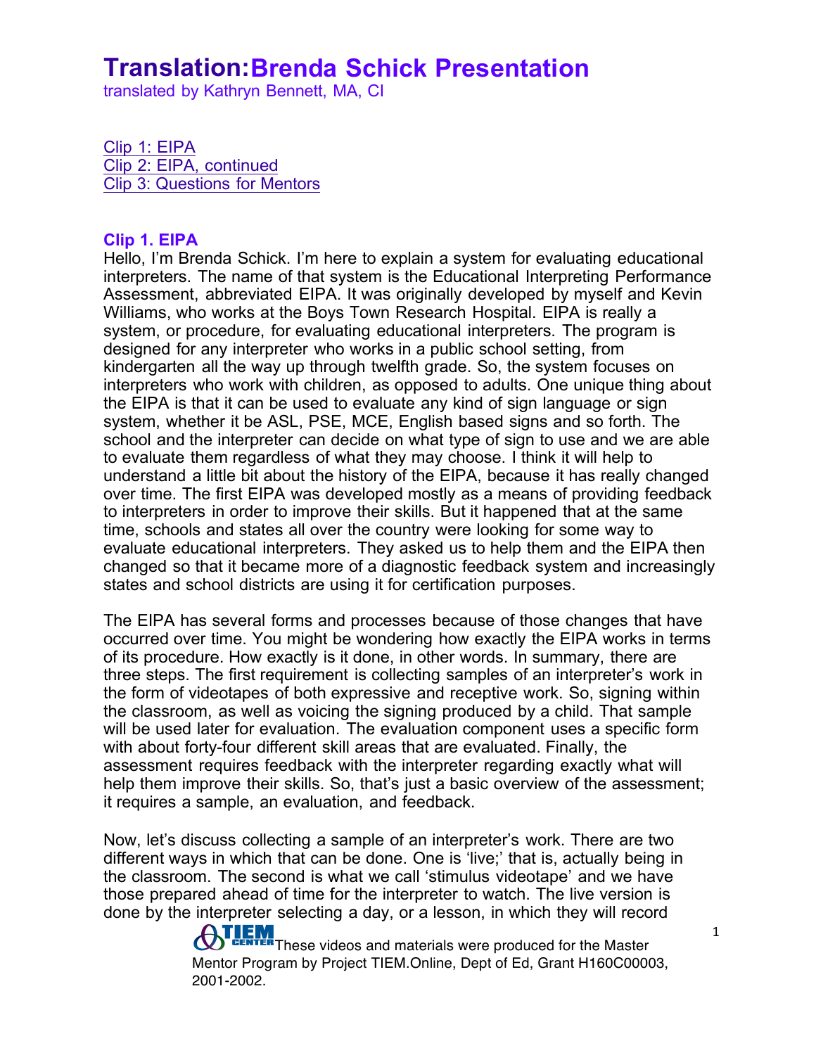# Translation:Brenda Schick Presentation

translated by Kathryn Bennett, MA, CI

[Clip 1: EIPA](#)
[Clip 2: EIPA, continued](#)
[Clip 3: Questions for Mentors](#)

### Clip 1. EIPA

Hello, I'm Brenda Schick. I'm here to explain a system for evaluating educational interpreters. The name of that system is the Educational Interpreting Performance Assessment, abbreviated EIPA. It was originally developed by myself and Kevin Williams, who works at the Boys Town Research Hospital. EIPA is really a system, or procedure, for evaluating educational interpreters. The program is designed for any interpreter who works in a public school setting, from kindergarten all the way up through twelfth grade. So, the system focuses on interpreters who work with children, as opposed to adults. One unique thing about the EIPA is that it can be used to evaluate any kind of sign language or sign system, whether it be ASL, PSE, MCE, English based signs and so forth. The school and the interpreter can decide on what type of sign to use and we are able to evaluate them regardless of what they may choose. I think it will help to understand a little bit about the history of the EIPA, because it has really changed over time. The first EIPA was developed mostly as a means of providing feedback to interpreters in order to improve their skills. But it happened that at the same time, schools and states all over the country were looking for some way to evaluate educational interpreters. They asked us to help them and the EIPA then changed so that it became more of a diagnostic feedback system and increasingly states and school districts are using it for certification purposes.

The EIPA has several forms and processes because of those changes that have occurred over time. You might be wondering how exactly the EIPA works in terms of its procedure. How exactly is it done, in other words. In summary, there are three steps. The first requirement is collecting samples of an interpreter's work in the form of videotapes of both expressive and receptive work. So, signing within the classroom, as well as voicing the signing produced by a child. That sample will be used later for evaluation. The evaluation component uses a specific form with about forty-four different skill areas that are evaluated. Finally, the assessment requires feedback with the interpreter regarding exactly what will help them improve their skills. So, that's just a basic overview of the assessment; it requires a sample, an evaluation, and feedback.

Now, let's discuss collecting a sample of an interpreter's work. There are two different ways in which that can be done. One is 'live;' that is, actually being in the classroom. The second is what we call 'stimulus videotape' and we have those prepared ahead of time for the interpreter to watch. The live version is done by the interpreter selecting a day, or a lesson, in which they will record

These videos and materials were produced for the Master Mentor Program by Project TIEM.Online, Dept of Ed, Grant H160C00003, 2001-2002.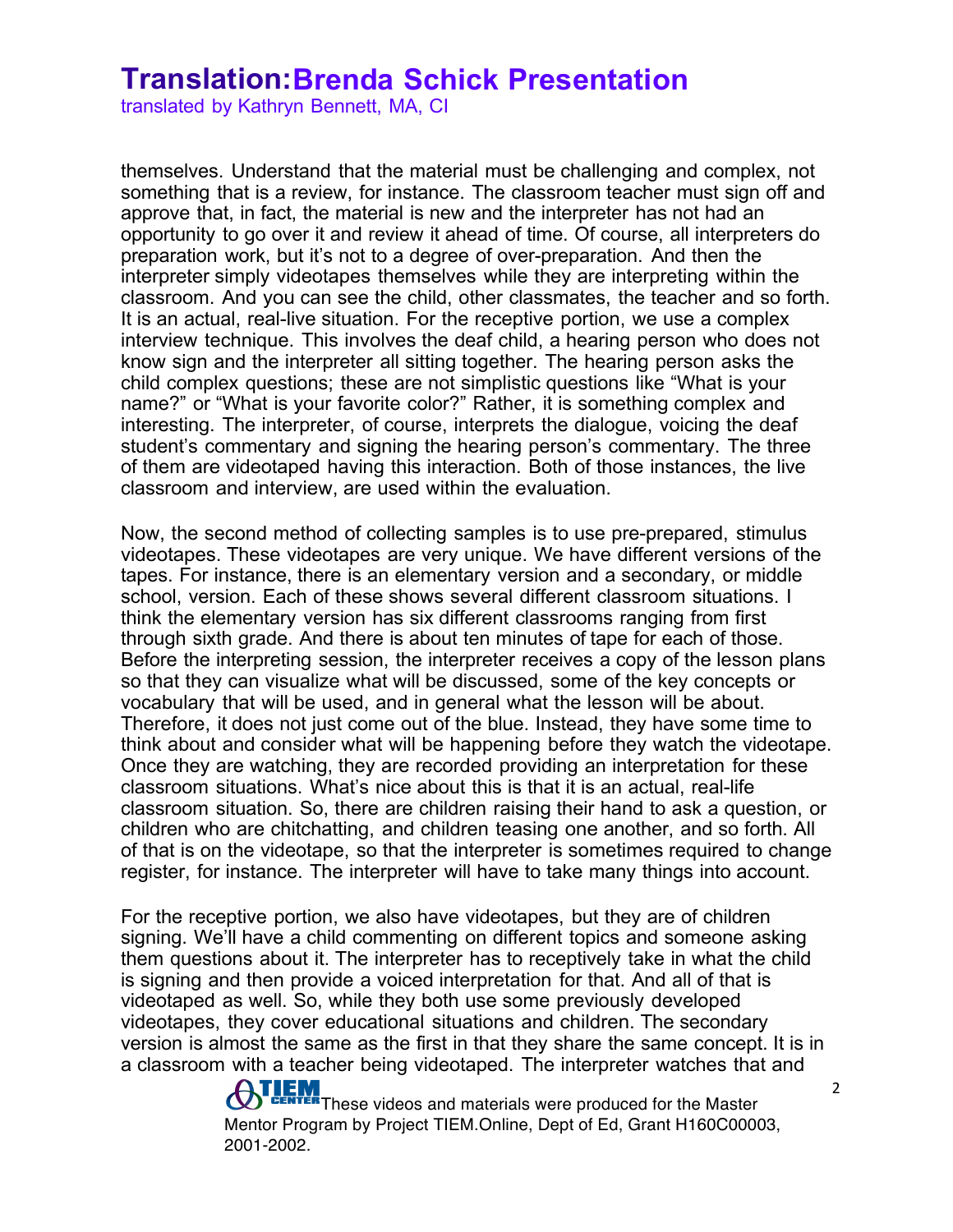themselves. Understand that the material must be challenging and complex, not something that is a review, for instance. The classroom teacher must sign off and approve that, in fact, the material is new and the interpreter has not had an opportunity to go over it and review it ahead of time. Of course, all interpreters do preparation work, but it's not to a degree of over-preparation. And then the interpreter simply videotapes themselves while they are interpreting within the classroom. And you can see the child, other classmates, the teacher and so forth. It is an actual, real-live situation. For the receptive portion, we use a complex interview technique. This involves the deaf child, a hearing person who does not know sign and the interpreter all sitting together. The hearing person asks the child complex questions; these are not simplistic questions like "What is your name?" or "What is your favorite color?" Rather, it is something complex and interesting. The interpreter, of course, interprets the dialogue, voicing the deaf student's commentary and signing the hearing person's commentary. The three of them are videotaped having this interaction. Both of those instances, the live classroom and interview, are used within the evaluation.

Now, the second method of collecting samples is to use pre-prepared, stimulus videotapes. These videotapes are very unique. We have different versions of the tapes. For instance, there is an elementary version and a secondary, or middle school, version. Each of these shows several different classroom situations. I think the elementary version has six different classrooms ranging from first through sixth grade. And there is about ten minutes of tape for each of those. Before the interpreting session, the interpreter receives a copy of the lesson plans so that they can visualize what will be discussed, some of the key concepts or vocabulary that will be used, and in general what the lesson will be about. Therefore, it does not just come out of the blue. Instead, they have some time to think about and consider what will be happening before they watch the videotape. Once they are watching, they are recorded providing an interpretation for these classroom situations. What's nice about this is that it is an actual, real-life classroom situation. So, there are children raising their hand to ask a question, or children who are chitchatting, and children teasing one another, and so forth. All of that is on the videotape, so that the interpreter is sometimes required to change register, for instance. The interpreter will have to take many things into account.

For the receptive portion, we also have videotapes, but they are of children signing. We'll have a child commenting on different topics and someone asking them questions about it. The interpreter has to receptively take in what the child is signing and then provide a voiced interpretation for that. And all of that is videotaped as well. So, while they both use some previously developed videotapes, they cover educational situations and children. The secondary version is almost the same as the first in that they share the same concept. It is in a classroom with a teacher being videotaped. The interpreter watches that and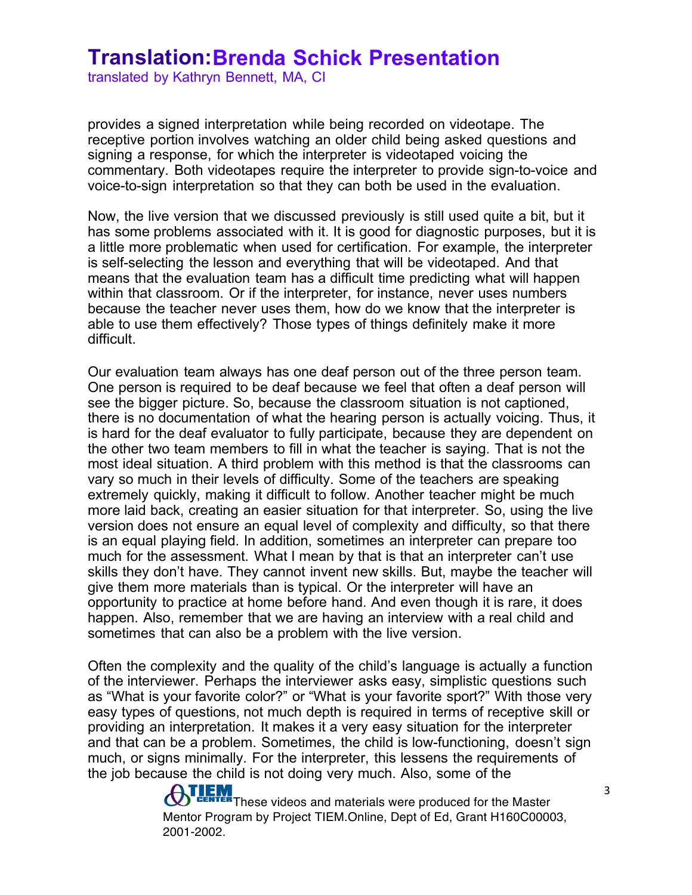provides a signed interpretation while being recorded on videotape. The receptive portion involves watching an older child being asked questions and signing a response, for which the interpreter is videotaped voicing the commentary. Both videotapes require the interpreter to provide sign-to-voice and voice-to-sign interpretation so that they can both be used in the evaluation.

Now, the live version that we discussed previously is still used quite a bit, but it has some problems associated with it. It is good for diagnostic purposes, but it is a little more problematic when used for certification. For example, the interpreter is self-selecting the lesson and everything that will be videotaped. And that means that the evaluation team has a difficult time predicting what will happen within that classroom. Or if the interpreter, for instance, never uses numbers because the teacher never uses them, how do we know that the interpreter is able to use them effectively? Those types of things definitely make it more difficult.

Our evaluation team always has one deaf person out of the three person team. One person is required to be deaf because we feel that often a deaf person will see the bigger picture. So, because the classroom situation is not captioned, there is no documentation of what the hearing person is actually voicing. Thus, it is hard for the deaf evaluator to fully participate, because they are dependent on the other two team members to fill in what the teacher is saying. That is not the most ideal situation. A third problem with this method is that the classrooms can vary so much in their levels of difficulty. Some of the teachers are speaking extremely quickly, making it difficult to follow. Another teacher might be much more laid back, creating an easier situation for that interpreter. So, using the live version does not ensure an equal level of complexity and difficulty, so that there is an equal playing field. In addition, sometimes an interpreter can prepare too much for the assessment. What I mean by that is that an interpreter can't use skills they don't have. They cannot invent new skills. But, maybe the teacher will give them more materials than is typical. Or the interpreter will have an opportunity to practice at home before hand. And even though it is rare, it does happen. Also, remember that we are having an interview with a real child and sometimes that can also be a problem with the live version.

Often the complexity and the quality of the child's language is actually a function of the interviewer. Perhaps the interviewer asks easy, simplistic questions such as "What is your favorite color?" or "What is your favorite sport?" With those very easy types of questions, not much depth is required in terms of receptive skill or providing an interpretation. It makes it a very easy situation for the interpreter and that can be a problem. Sometimes, the child is low-functioning, doesn't sign much, or signs minimally. For the interpreter, this lessens the requirements of the job because the child is not doing very much. Also, some of the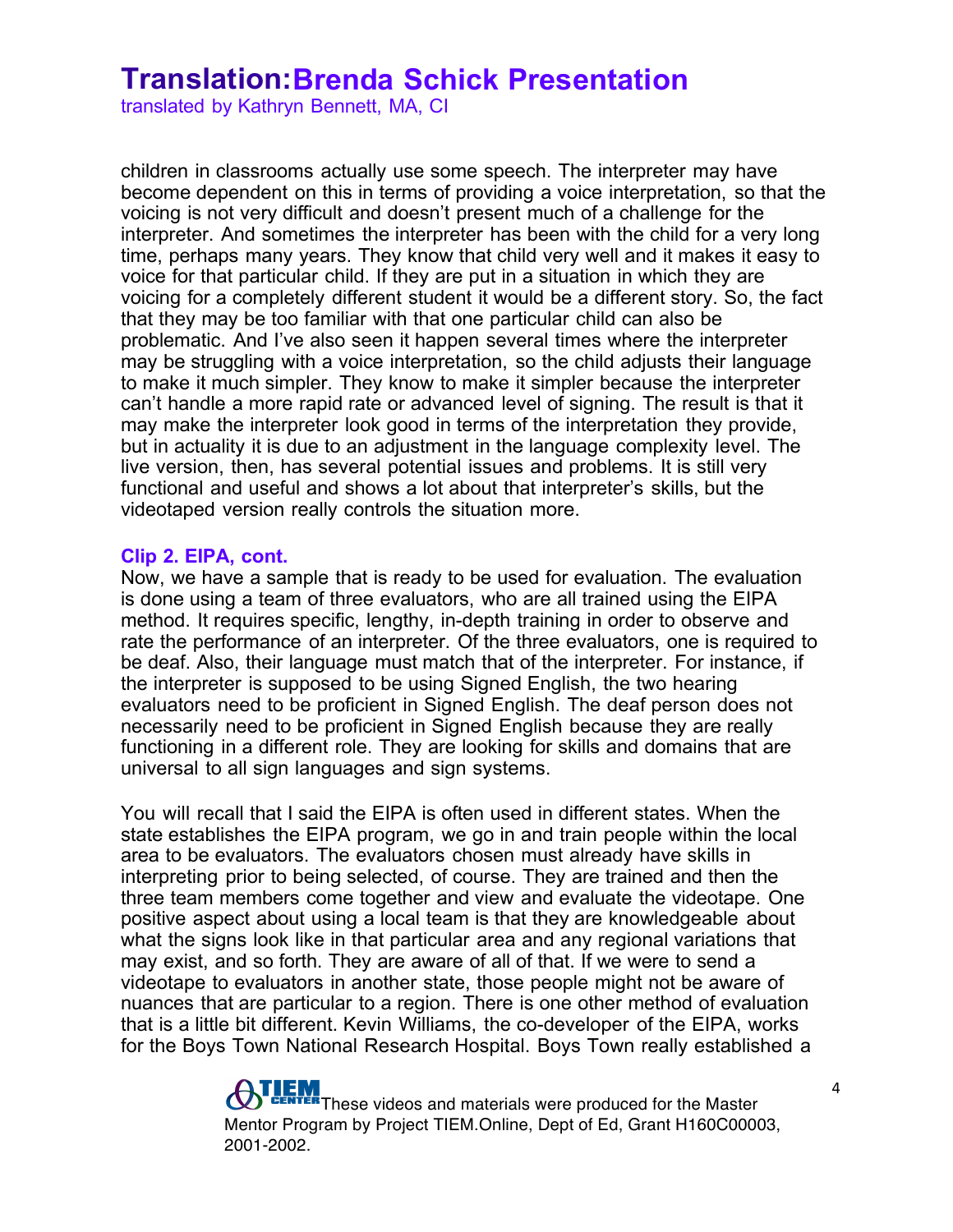children in classrooms actually use some speech. The interpreter may have become dependent on this in terms of providing a voice interpretation, so that the voicing is not very difficult and doesn't present much of a challenge for the interpreter. And sometimes the interpreter has been with the child for a very long time, perhaps many years. They know that child very well and it makes it easy to voice for that particular child. If they are put in a situation in which they are voicing for a completely different student it would be a different story. So, the fact that they may be too familiar with that one particular child can also be problematic. And I've also seen it happen several times where the interpreter may be struggling with a voice interpretation, so the child adjusts their language to make it much simpler. They know to make it simpler because the interpreter can't handle a more rapid rate or advanced level of signing. The result is that it may make the interpreter look good in terms of the interpretation they provide, but in actuality it is due to an adjustment in the language complexity level. The live version, then, has several potential issues and problems. It is still very functional and useful and shows a lot about that interpreter's skills, but the videotaped version really controls the situation more.

### Clip 2. EIPA, cont.

Now, we have a sample that is ready to be used for evaluation. The evaluation is done using a team of three evaluators, who are all trained using the EIPA method. It requires specific, lengthy, in-depth training in order to observe and rate the performance of an interpreter. Of the three evaluators, one is required to be deaf. Also, their language must match that of the interpreter. For instance, if the interpreter is supposed to be using Signed English, the two hearing evaluators need to be proficient in Signed English. The deaf person does not necessarily need to be proficient in Signed English because they are really functioning in a different role. They are looking for skills and domains that are universal to all sign languages and sign systems.

You will recall that I said the EIPA is often used in different states. When the state establishes the EIPA program, we go in and train people within the local area to be evaluators. The evaluators chosen must already have skills in interpreting prior to being selected, of course. They are trained and then the three team members come together and view and evaluate the videotape. One positive aspect about using a local team is that they are knowledgeable about what the signs look like in that particular area and any regional variations that may exist, and so forth. They are aware of all of that. If we were to send a videotape to evaluators in another state, those people might not be aware of nuances that are particular to a region. There is one other method of evaluation that is a little bit different. Kevin Williams, the co-developer of the EIPA, works for the Boys Town National Research Hospital. Boys Town really established a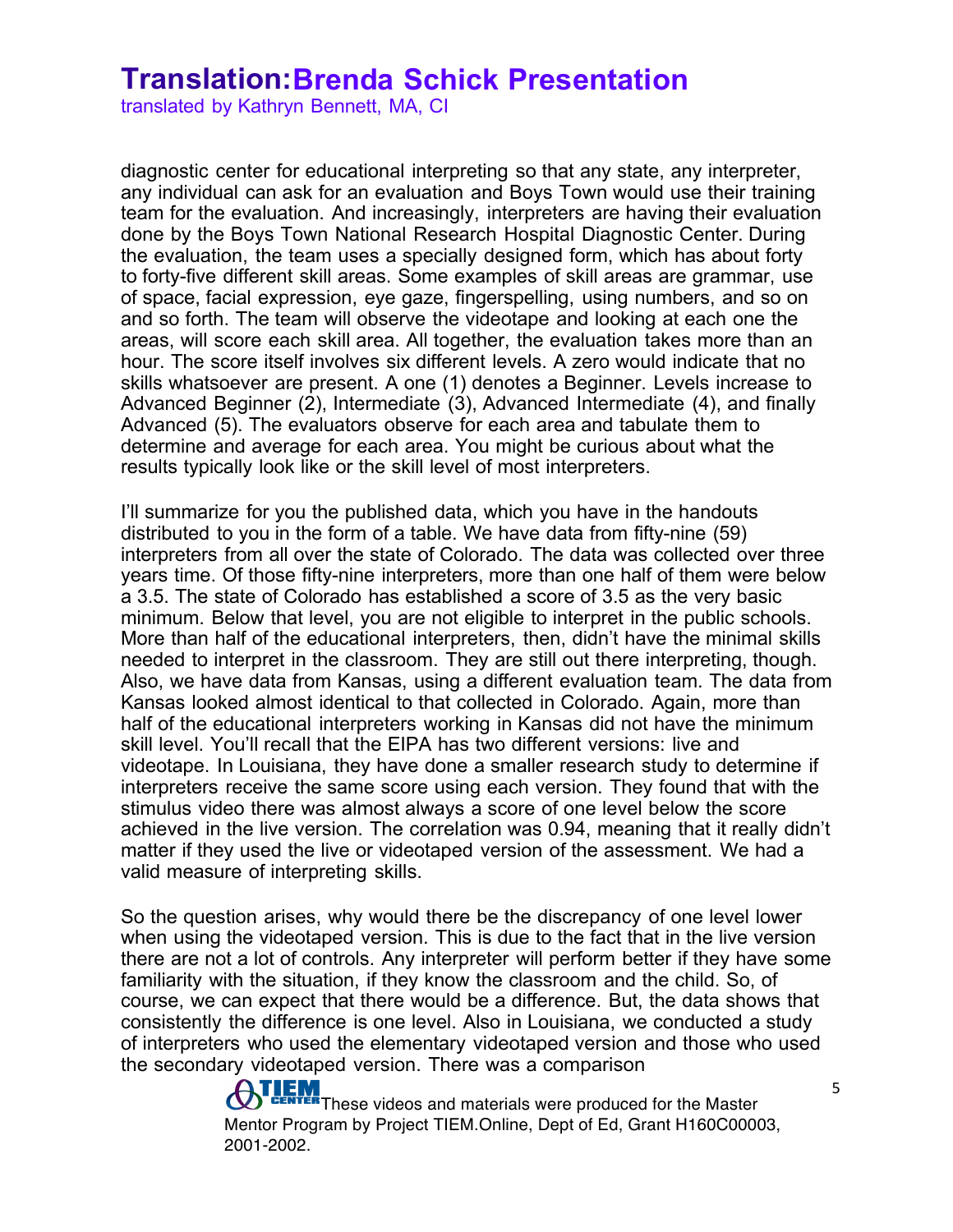diagnostic center for educational interpreting so that any state, any interpreter, any individual can ask for an evaluation and Boys Town would use their training team for the evaluation. And increasingly, interpreters are having their evaluation done by the Boys Town National Research Hospital Diagnostic Center. During the evaluation, the team uses a specially designed form, which has about forty to forty-five different skill areas. Some examples of skill areas are grammar, use of space, facial expression, eye gaze, fingerspelling, using numbers, and so on and so forth. The team will observe the videotape and looking at each one the areas, will score each skill area. All together, the evaluation takes more than an hour. The score itself involves six different levels. A zero would indicate that no skills whatsoever are present. A one (1) denotes a Beginner. Levels increase to Advanced Beginner (2), Intermediate (3), Advanced Intermediate (4), and finally Advanced (5). The evaluators observe for each area and tabulate them to determine and average for each area. You might be curious about what the results typically look like or the skill level of most interpreters.

I'll summarize for you the published data, which you have in the handouts distributed to you in the form of a table. We have data from fifty-nine (59) interpreters from all over the state of Colorado. The data was collected over three years time. Of those fifty-nine interpreters, more than one half of them were below a 3.5. The state of Colorado has established a score of 3.5 as the very basic minimum. Below that level, you are not eligible to interpret in the public schools. More than half of the educational interpreters, then, didn't have the minimal skills needed to interpret in the classroom. They are still out there interpreting, though. Also, we have data from Kansas, using a different evaluation team. The data from Kansas looked almost identical to that collected in Colorado. Again, more than half of the educational interpreters working in Kansas did not have the minimum skill level. You'll recall that the EIPA has two different versions: live and videotape. In Louisiana, they have done a smaller research study to determine if interpreters receive the same score using each version. They found that with the stimulus video there was almost always a score of one level below the score achieved in the live version. The correlation was 0.94, meaning that it really didn't matter if they used the live or videotaped version of the assessment. We had a valid measure of interpreting skills.

So the question arises, why would there be the discrepancy of one level lower when using the videotaped version. This is due to the fact that in the live version there are not a lot of controls. Any interpreter will perform better if they have some familiarity with the situation, if they know the classroom and the child. So, of course, we can expect that there would be a difference. But, the data shows that consistently the difference is one level. Also in Louisiana, we conducted a study of interpreters who used the elementary videotaped version and those who used the secondary videotaped version. There was a comparison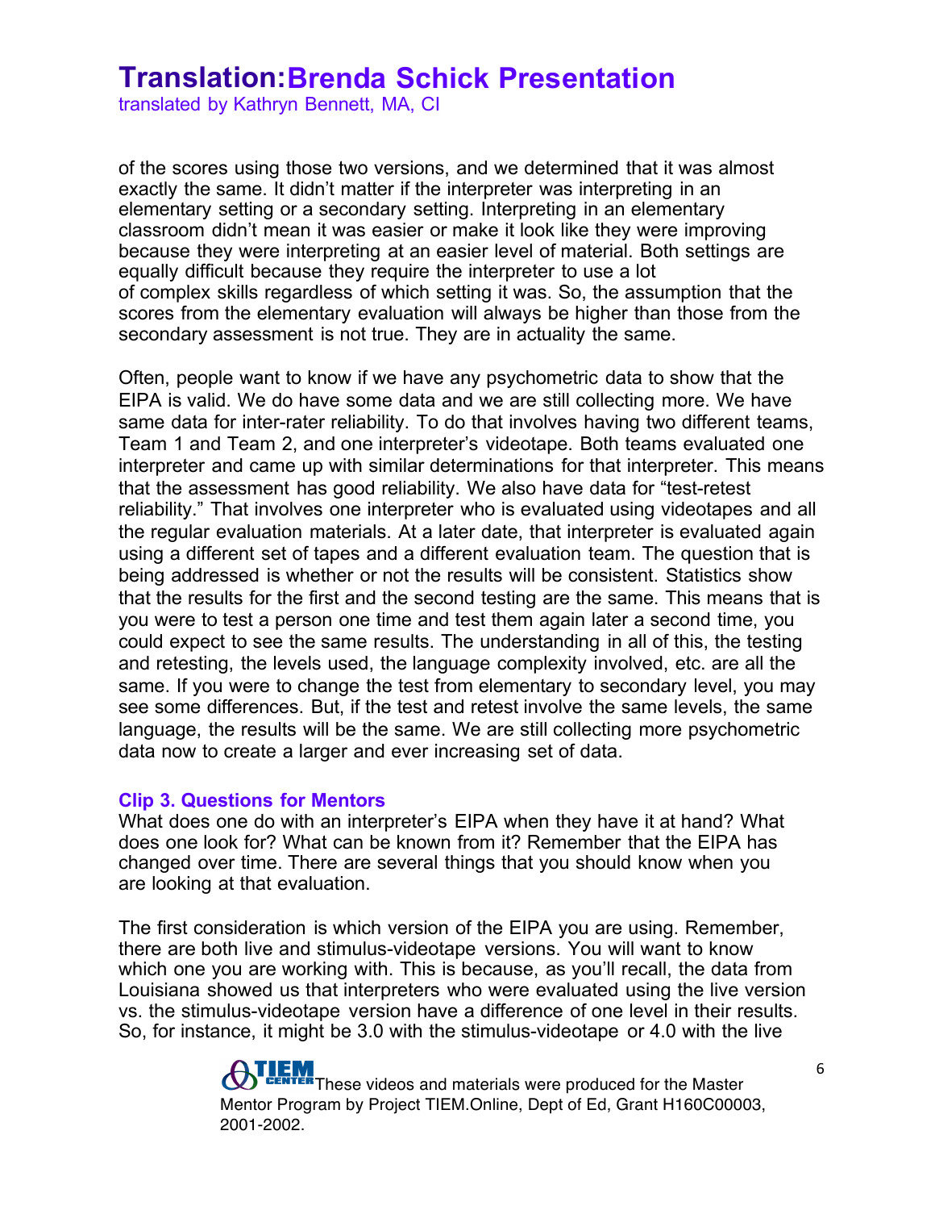of the scores using those two versions, and we determined that it was almost exactly the same. It didn't matter if the interpreter was interpreting in an elementary setting or a secondary setting. Interpreting in an elementary classroom didn't mean it was easier or make it look like they were improving because they were interpreting at an easier level of material. Both settings are equally difficult because they require the interpreter to use a lot of complex skills regardless of which setting it was. So, the assumption that the scores from the elementary evaluation will always be higher than those from the secondary assessment is not true. They are in actuality the same.

Often, people want to know if we have any psychometric data to show that the EIPA is valid. We do have some data and we are still collecting more. We have same data for inter-rater reliability. To do that involves having two different teams, Team 1 and Team 2, and one interpreter's videotape. Both teams evaluated one interpreter and came up with similar determinations for that interpreter. This means that the assessment has good reliability. We also have data for "test-retest reliability." That involves one interpreter who is evaluated using videotapes and all the regular evaluation materials. At a later date, that interpreter is evaluated again using a different set of tapes and a different evaluation team. The question that is being addressed is whether or not the results will be consistent. Statistics show that the results for the first and the second testing are the same. This means that is you were to test a person one time and test them again later a second time, you could expect to see the same results. The understanding in all of this, the testing and retesting, the levels used, the language complexity involved, etc. are all the same. If you were to change the test from elementary to secondary level, you may see some differences. But, if the test and retest involve the same levels, the same language, the results will be the same. We are still collecting more psychometric data now to create a larger and ever increasing set of data.

### Clip 3. Questions for Mentors

What does one do with an interpreter's EIPA when they have it at hand? What does one look for? What can be known from it? Remember that the EIPA has changed over time. There are several things that you should know when you are looking at that evaluation.

The first consideration is which version of the EIPA you are using. Remember, there are both live and stimulus-videotape versions. You will want to know which one you are working with. This is because, as you'll recall, the data from Louisiana showed us that interpreters who were evaluated using the live version vs. the stimulus-videotape version have a difference of one level in their results. So, for instance, it might be 3.0 with the stimulus-videotape or 4.0 with the live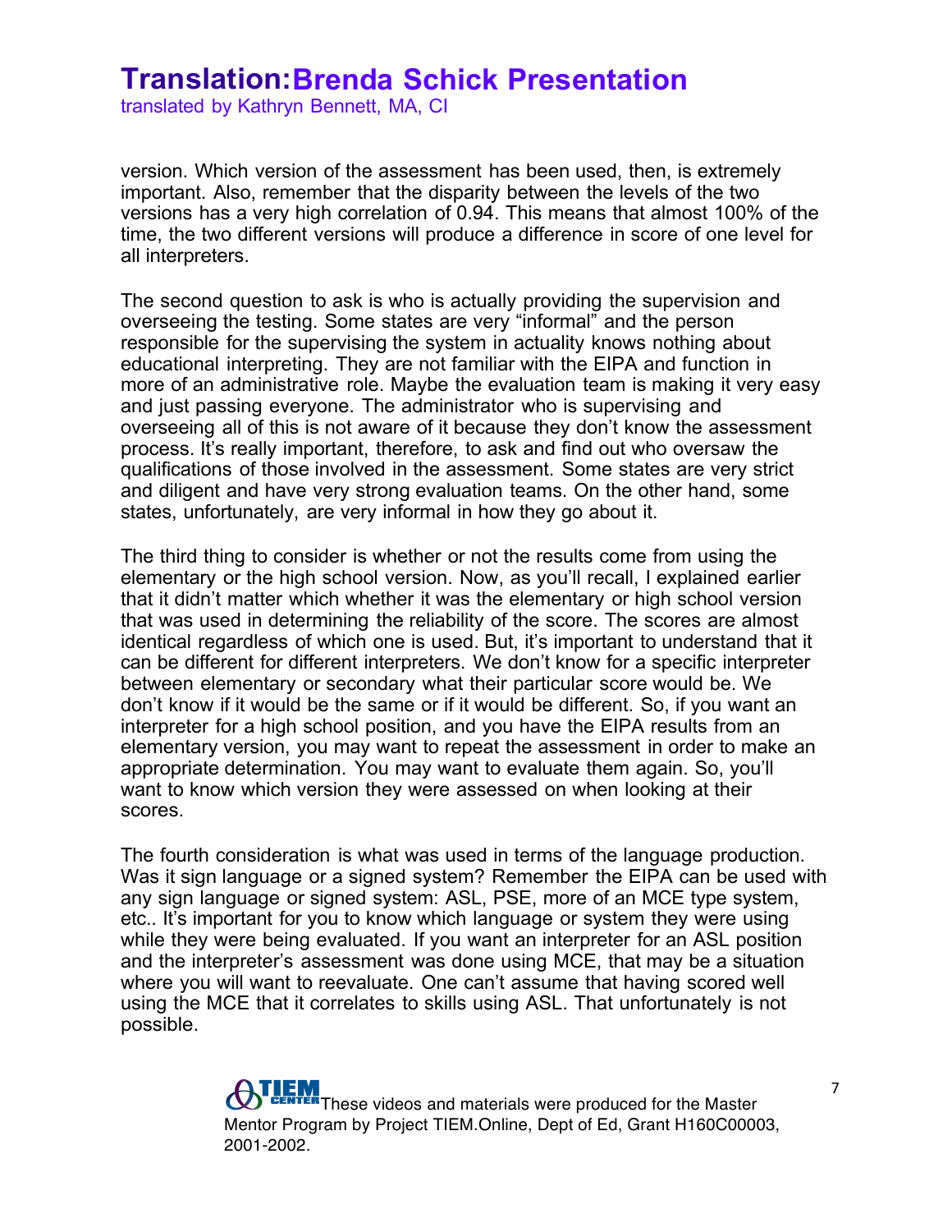version. Which version of the assessment has been used, then, is extremely important. Also, remember that the disparity between the levels of the two versions has a very high correlation of 0.94. This means that almost 100% of the time, the two different versions will produce a difference in score of one level for all interpreters.

The second question to ask is who is actually providing the supervision and overseeing the testing. Some states are very "informal" and the person responsible for the supervising the system in actuality knows nothing about educational interpreting. They are not familiar with the EIPA and function in more of an administrative role. Maybe the evaluation team is making it very easy and just passing everyone. The administrator who is supervising and overseeing all of this is not aware of it because they don't know the assessment process. It's really important, therefore, to ask and find out who oversaw the qualifications of those involved in the assessment. Some states are very strict and diligent and have very strong evaluation teams. On the other hand, some states, unfortunately, are very informal in how they go about it.

The third thing to consider is whether or not the results come from using the elementary or the high school version. Now, as you'll recall, I explained earlier that it didn't matter which whether it was the elementary or high school version that was used in determining the reliability of the score. The scores are almost identical regardless of which one is used. But, it's important to understand that it can be different for different interpreters. We don't know for a specific interpreter between elementary or secondary what their particular score would be. We don't know if it would be the same or if it would be different. So, if you want an interpreter for a high school position, and you have the EIPA results from an elementary version, you may want to repeat the assessment in order to make an appropriate determination. You may want to evaluate them again. So, you'll want to know which version they were assessed on when looking at their scores.

The fourth consideration is what was used in terms of the language production. Was it sign language or a signed system? Remember the EIPA can be used with any sign language or signed system: ASL, PSE, more of an MCE type system, etc.. It's important for you to know which language or system they were using while they were being evaluated. If you want an interpreter for an ASL position and the interpreter's assessment was done using MCE, that may be a situation where you will want to reevaluate. One can't assume that having scored well using the MCE that it correlates to skills using ASL. That unfortunately is not possible.

These videos and materials were produced for the Master Mentor Program by Project TIEM.Online, Dept of Ed, Grant H160C00003, 2001-2002.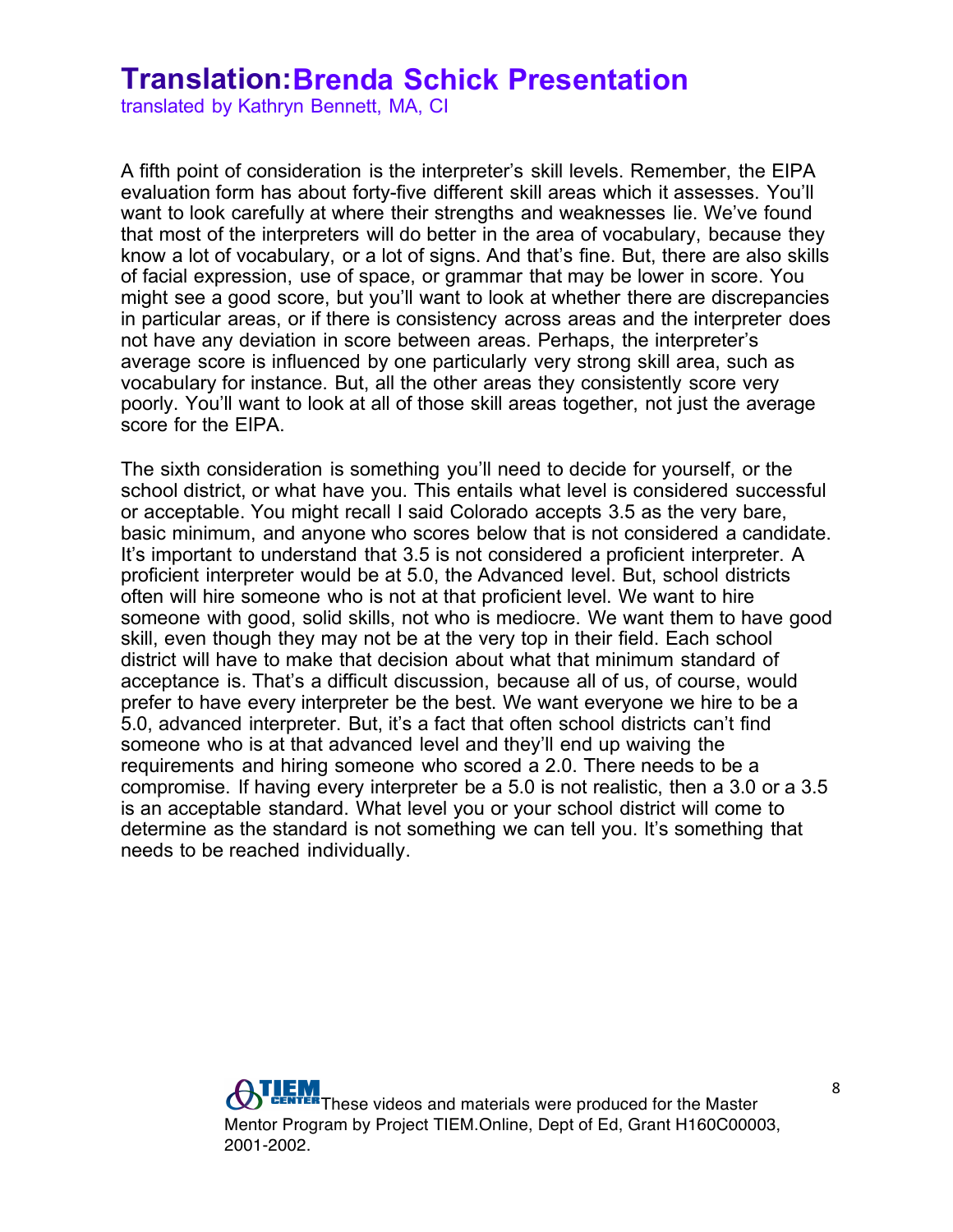# Translation: Brenda Schick Presentation

translated by Kathryn Bennett, MA, CI

A fifth point of consideration is the interpreter's skill levels. Remember, the EIPA evaluation form has about forty-five different skill areas which it assesses. You'll want to look carefully at where their strengths and weaknesses lie. We've found that most of the interpreters will do better in the area of vocabulary, because they know a lot of vocabulary, or a lot of signs. And that's fine. But, there are also skills of facial expression, use of space, or grammar that may be lower in score. You might see a good score, but you'll want to look at whether there are discrepancies in particular areas, or if there is consistency across areas and the interpreter does not have any deviation in score between areas. Perhaps, the interpreter's average score is influenced by one particularly very strong skill area, such as vocabulary for instance. But, all the other areas they consistently score very poorly. You'll want to look at all of those skill areas together, not just the average score for the EIPA.

The sixth consideration is something you'll need to decide for yourself, or the school district, or what have you. This entails what level is considered successful or acceptable. You might recall I said Colorado accepts 3.5 as the very bare, basic minimum, and anyone who scores below that is not considered a candidate. It's important to understand that 3.5 is not considered a proficient interpreter. A proficient interpreter would be at 5.0, the Advanced level. But, school districts often will hire someone who is not at that proficient level. We want to hire someone with good, solid skills, not who is mediocre. We want them to have good skill, even though they may not be at the very top in their field. Each school district will have to make that decision about what that minimum standard of acceptance is. That's a difficult discussion, because all of us, of course, would prefer to have every interpreter be the best. We want everyone we hire to be a 5.0, advanced interpreter. But, it's a fact that often school districts can't find someone who is at that advanced level and they'll end up waiving the requirements and hiring someone who scored a 2.0. There needs to be a compromise. If having every interpreter be a 5.0 is not realistic, then a 3.0 or a 3.5 is an acceptable standard. What level you or your school district will come to determine as the standard is not something we can tell you. It's something that needs to be reached individually.

TIEM CENTER These videos and materials were produced for the Master Mentor Program by Project TIEM.Online, Dept of Ed, Grant H160C00003, 2001-2002.